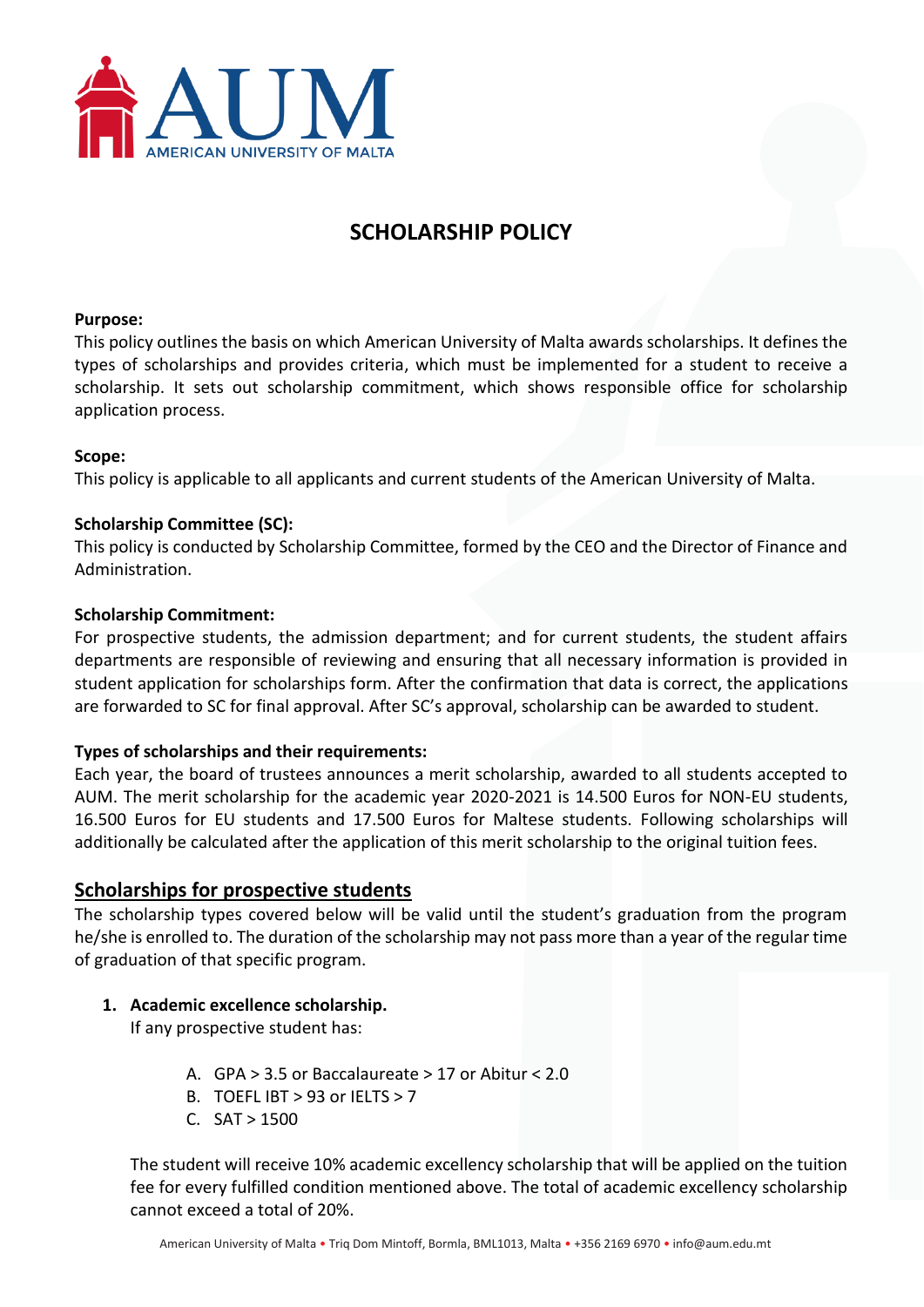# SCHOLARSHIP POLICY

**Purpose:**
This policy outlines the basis on which American University of Malta awards scholarships. It defines the types of scholarships and provides criteria, which must be implemented for a student to receive a scholarship. It sets out scholarship commitment, which shows responsible office for scholarship application process.

**Scope:**
This policy is applicable to all applicants and current students of the American University of Malta.

**Scholarship Committee (SC):**
This policy is conducted by Scholarship Committee, formed by the CEO and the Director of Finance and Administration.

**Scholarship Commitment:**
For prospective students, the admission department; and for current students, the student affairs departments are responsible of reviewing and ensuring that all necessary information is provided in student application for scholarships form. After the confirmation that data is correct, the applications are forwarded to SC for final approval. After SC's approval, scholarship can be awarded to student.

**Types of scholarships and their requirements:**
Each year, the board of trustees announces a merit scholarship, awarded to all students accepted to AUM. The merit scholarship for the academic year 2020-2021 is 14.500 Euros for NON-EU students, 16.500 Euros for EU students and 17.500 Euros for Maltese students. Following scholarships will additionally be calculated after the application of this merit scholarship to the original tuition fees.

## Scholarships for prospective students

The scholarship types covered below will be valid until the student's graduation from the program he/she is enrolled to. The duration of the scholarship may not pass more than a year of the regular time of graduation of that specific program.

1. **Academic excellence scholarship.**
   If any prospective student has:

   A. GPA > 3.5 or Baccalaureate > 17 or Abitur < 2.0
   B. TOEFL IBT > 93 or IELTS > 7
   C. SAT > 1500

   The student will receive 10% academic excellency scholarship that will be applied on the tuition fee for every fulfilled condition mentioned above. The total of academic excellency scholarship cannot exceed a total of 20%.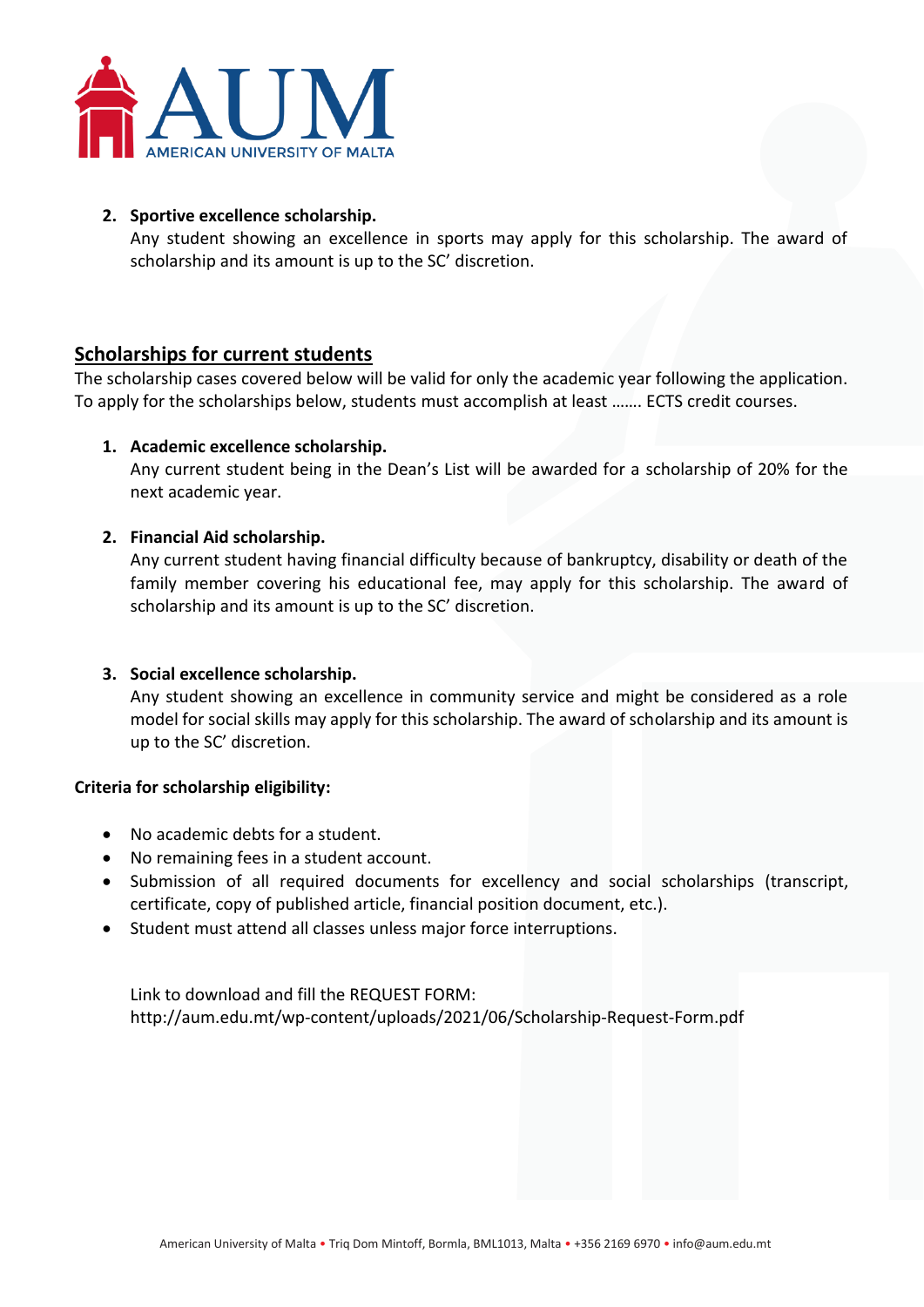2. **Sportive excellence scholarship.**
   Any student showing an excellence in sports may apply for this scholarship. The award of scholarship and its amount is up to the SC' discretion.

## Scholarships for current students

The scholarship cases covered below will be valid for only the academic year following the application. To apply for the scholarships below, students must accomplish at least ……. ECTS credit courses.

1. **Academic excellence scholarship.**
   Any current student being in the Dean's List will be awarded for a scholarship of 20% for the next academic year.

2. **Financial Aid scholarship.**
   Any current student having financial difficulty because of bankruptcy, disability or death of the family member covering his educational fee, may apply for this scholarship. The award of scholarship and its amount is up to the SC' discretion.

3. **Social excellence scholarship.**
   Any student showing an excellence in community service and might be considered as a role model for social skills may apply for this scholarship. The award of scholarship and its amount is up to the SC' discretion.

**Criteria for scholarship eligibility:**

- No academic debts for a student.
- No remaining fees in a student account.
- Submission of all required documents for excellency and social scholarships (transcript, certificate, copy of published article, financial position document, etc.).
- Student must attend all classes unless major force interruptions.

Link to download and fill the REQUEST FORM:
http://aum.edu.mt/wp-content/uploads/2021/06/Scholarship-Request-Form.pdf